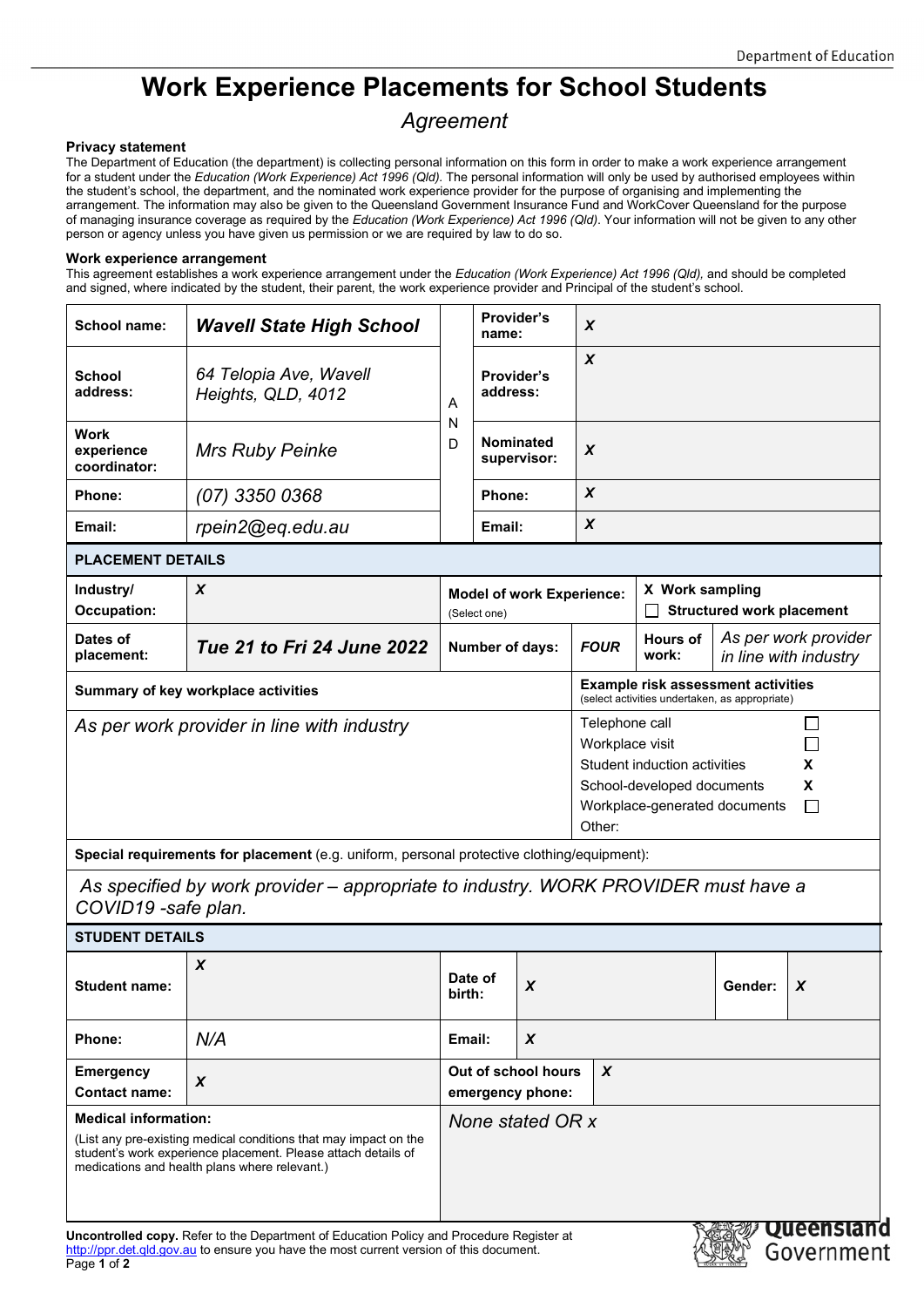# Work Experience Placements for School Students

*Agreement*

**Privacy statement**

The Department of Education (the department) is collecting personal information on this form in order to make a work experience arrangement for a student under the *Education (Work Experience) Act 1996 (Qld)*. The personal information will only be used by authorised employees within the student's school, the department, and the nominated work experience provider for the purpose of organising and implementing the arrangement. The information may also be given to the Queensland Government Insurance Fund and WorkCover Queensland for the purpose of managing insurance coverage as required by the *Education (Work Experience) Act 1996 (Qld)*. Your information will not be given to any other person or agency unless you have given us permission or we are required by law to do so.

**Work experience arrangement**

This agreement establishes a work experience arrangement under the *Education (Work Experience) Act 1996 (Qld),* and should be completed and signed, where indicated by the student, their parent, the work experience provider and Principal of the student's school.

| | | | | |
|---|---|---|---|---|
| **School name:** | ***Wavell State High School*** | AND | **Provider's name:** | ***X*** |
| **School address:** | *64 Telopia Ave, Wavell Heights, QLD, 4012* | | **Provider's address:** | ***X*** |
| **Work experience coordinator:** | *Mrs Ruby Peinke* | | **Nominated supervisor:** | ***X*** |
| **Phone:** | *(07) 3350 0368* | | **Phone:** | ***X*** |
| **Email:** | *rpein2@eq.edu.au* | | **Email:** | ***X*** |

**PLACEMENT DETAILS**

| | | | | | |
|---|---|---|---|---|---|
| **Industry/ Occupation:** | ***X*** | **Model of work Experience:** (Select one) | | X **Work sampling** ☐ **Structured work placement** | |
| **Dates of placement:** | ***Tue 21 to Fri 24 June 2022*** | **Number of days:** | ***FOUR*** | **Hours of work:** | *As per work provider in line with industry* |

| **Summary of key workplace activities** | **Example risk assessment activities** (select activities undertaken, as appropriate) |
|---|---|
| *As per work provider in line with industry* | Telephone call ☐<br>Workplace visit ☐<br>Student induction activities **X**<br>School-developed documents **X**<br>Workplace-generated documents ☐<br>Other: |

**Special requirements for placement** (e.g. uniform, personal protective clothing/equipment):

*As specified by work provider – appropriate to industry. WORK PROVIDER must have a COVID19 -safe plan.*

**STUDENT DETAILS**

| | | | | | |
|---|---|---|---|---|---|
| **Student name:** | ***X*** | **Date of birth:** | ***X*** | **Gender:** | ***X*** |
| **Phone:** | *N/A* | **Email:** | ***X*** | | |
| **Emergency Contact name:** | ***X*** | **Out of school hours emergency phone:** | ***X*** | | |

**Medical information:**

(List any pre-existing medical conditions that may impact on the student's work experience placement. Please attach details of medications and health plans where relevant.)

*None stated OR x*

**Uncontrolled copy.** Refer to the Department of Education Policy and Procedure Register at http://ppr.det.qld.gov.au to ensure you have the most current version of this document.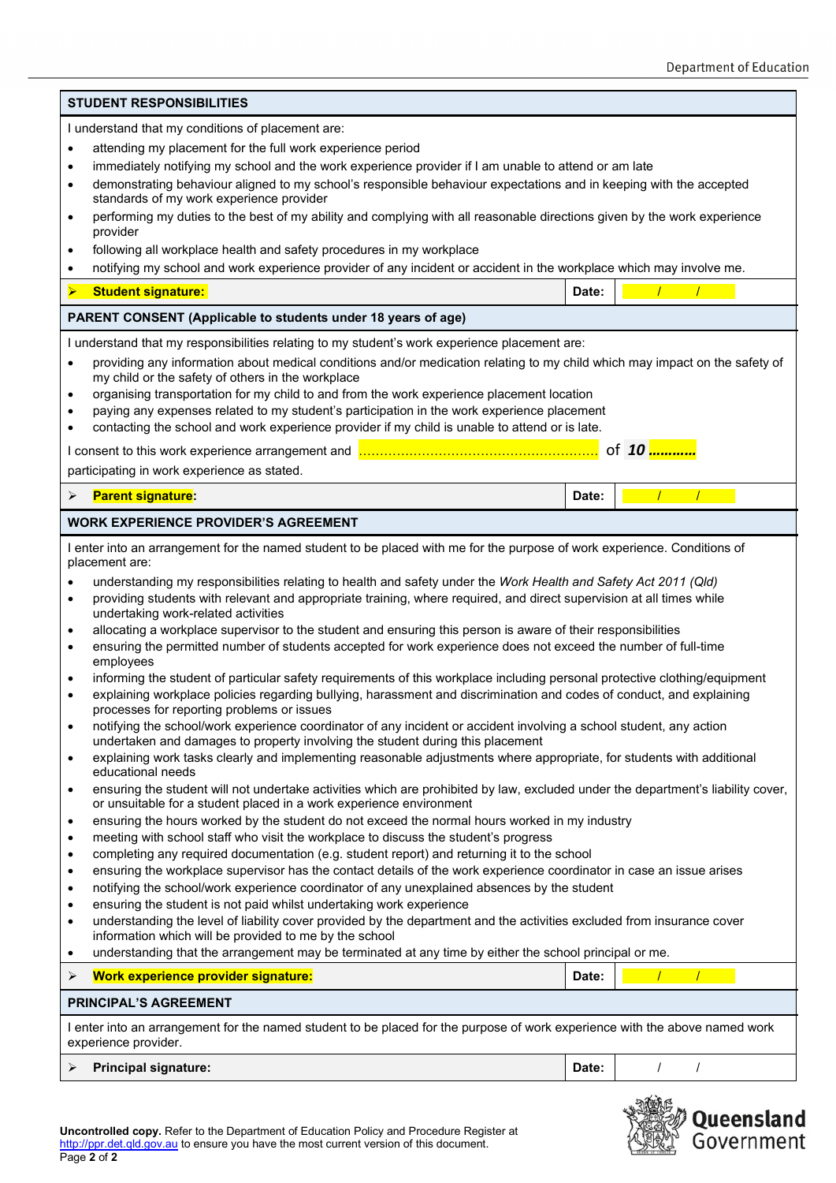## STUDENT RESPONSIBILITIES

I understand that my conditions of placement are:

- attending my placement for the full work experience period
- immediately notifying my school and the work experience provider if I am unable to attend or am late
- demonstrating behaviour aligned to my school's responsible behaviour expectations and in keeping with the accepted standards of my work experience provider
- performing my duties to the best of my ability and complying with all reasonable directions given by the work experience provider
- following all workplace health and safety procedures in my workplace
- notifying my school and work experience provider of any incident or accident in the workplace which may involve me.

| | | |
|---|---|---|
| ➢ **Student signature:** | **Date:** | / / |

## PARENT CONSENT (Applicable to students under 18 years of age)

I understand that my responsibilities relating to my student's work experience placement are:

- providing any information about medical conditions and/or medication relating to my child which may impact on the safety of my child or the safety of others in the workplace
- organising transportation for my child to and from the work experience placement location
- paying any expenses related to my student's participation in the work experience placement
- contacting the school and work experience provider if my child is unable to attend or is late.

I consent to this work experience arrangement and ........................................................ of ***10* ...........**

participating in work experience as stated.

| | | |
|---|---|---|
| ➢ **Parent signature:** | **Date:** | / / |

## WORK EXPERIENCE PROVIDER'S AGREEMENT

I enter into an arrangement for the named student to be placed with me for the purpose of work experience. Conditions of placement are:

- understanding my responsibilities relating to health and safety under the *Work Health and Safety Act 2011 (Qld)*
- providing students with relevant and appropriate training, where required, and direct supervision at all times while undertaking work-related activities
- allocating a workplace supervisor to the student and ensuring this person is aware of their responsibilities
- ensuring the permitted number of students accepted for work experience does not exceed the number of full-time employees
- informing the student of particular safety requirements of this workplace including personal protective clothing/equipment
- explaining workplace policies regarding bullying, harassment and discrimination and codes of conduct, and explaining processes for reporting problems or issues
- notifying the school/work experience coordinator of any incident or accident involving a school student, any action undertaken and damages to property involving the student during this placement
- explaining work tasks clearly and implementing reasonable adjustments where appropriate, for students with additional educational needs
- ensuring the student will not undertake activities which are prohibited by law, excluded under the department's liability cover, or unsuitable for a student placed in a work experience environment
- ensuring the hours worked by the student do not exceed the normal hours worked in my industry
- meeting with school staff who visit the workplace to discuss the student's progress
- completing any required documentation (e.g. student report) and returning it to the school
- ensuring the workplace supervisor has the contact details of the work experience coordinator in case an issue arises
- notifying the school/work experience coordinator of any unexplained absences by the student
- ensuring the student is not paid whilst undertaking work experience
- understanding the level of liability cover provided by the department and the activities excluded from insurance cover information which will be provided to me by the school
- understanding that the arrangement may be terminated at any time by either the school principal or me.

| | | |
|---|---|---|
| ➢ **Work experience provider signature:** | **Date:** | / / |

## PRINCIPAL'S AGREEMENT

I enter into an arrangement for the named student to be placed for the purpose of work experience with the above named work experience provider.

| | | |
|---|---|---|
| ➢ **Principal signature:** | **Date:** | / / |

**Uncontrolled copy.** Refer to the Department of Education Policy and Procedure Register at http://ppr.det.qld.gov.au to ensure you have the most current version of this document.